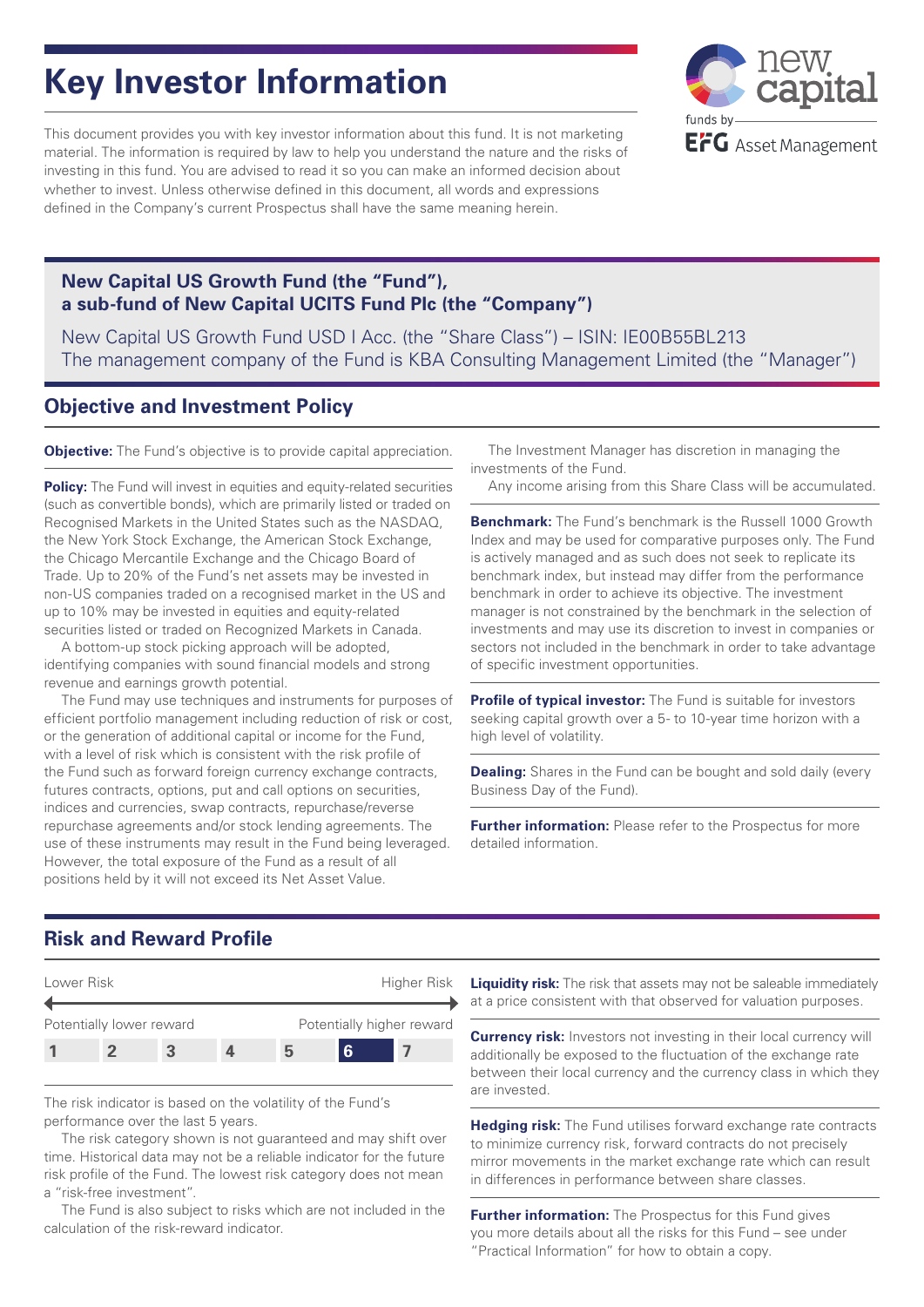# Key Investor Information

This document provides you with key investor information about this fund. It is not marketing material. The information is required by law to help you understand the nature and the risks of investing in this fund. You are advised to read it so you can make an informed decision about whether to invest. Unless otherwise defined in this document, all words and expressions defined in the Company's current Prospectus shall have the same meaning herein.

**New Capital US Growth Fund (the "Fund"), a sub-fund of New Capital UCITS Fund Plc (the "Company")**

New Capital US Growth Fund USD I Acc. (the "Share Class") – ISIN: IE00B55BL213
The management company of the Fund is KBA Consulting Management Limited (the "Manager")

## Objective and Investment Policy

**Objective:** The Fund's objective is to provide capital appreciation.

**Policy:** The Fund will invest in equities and equity-related securities (such as convertible bonds), which are primarily listed or traded on Recognised Markets in the United States such as the NASDAQ, the New York Stock Exchange, the American Stock Exchange, the Chicago Mercantile Exchange and the Chicago Board of Trade. Up to 20% of the Fund's net assets may be invested in non-US companies traded on a recognised market in the US and up to 10% may be invested in equities and equity-related securities listed or traded on Recognized Markets in Canada.

A bottom-up stock picking approach will be adopted, identifying companies with sound financial models and strong revenue and earnings growth potential.

The Fund may use techniques and instruments for purposes of efficient portfolio management including reduction of risk or cost, or the generation of additional capital or income for the Fund, with a level of risk which is consistent with the risk profile of the Fund such as forward foreign currency exchange contracts, futures contracts, options, put and call options on securities, indices and currencies, swap contracts, repurchase/reverse repurchase agreements and/or stock lending agreements. The use of these instruments may result in the Fund being leveraged. However, the total exposure of the Fund as a result of all positions held by it will not exceed its Net Asset Value.

The Investment Manager has discretion in managing the investments of the Fund.

Any income arising from this Share Class will be accumulated.

**Benchmark:** The Fund's benchmark is the Russell 1000 Growth Index and may be used for comparative purposes only. The Fund is actively managed and as such does not seek to replicate its benchmark index, but instead may differ from the performance benchmark in order to achieve its objective. The investment manager is not constrained by the benchmark in the selection of investments and may use its discretion to invest in companies or sectors not included in the benchmark in order to take advantage of specific investment opportunities.

**Profile of typical investor:** The Fund is suitable for investors seeking capital growth over a 5- to 10-year time horizon with a high level of volatility.

**Dealing:** Shares in the Fund can be bought and sold daily (every Business Day of the Fund).

**Further information:** Please refer to the Prospectus for more detailed information.

## Risk and Reward Profile

| Lower Risk | | | | | | Higher Risk |
|---|---|---|---|---|---|---|
| Potentially lower reward | | | | | | Potentially higher reward |
| 1 | 2 | 3 | 4 | 5 | **6** | 7 |

The risk indicator is based on the volatility of the Fund's performance over the last 5 years.

The risk category shown is not guaranteed and may shift over time. Historical data may not be a reliable indicator for the future risk profile of the Fund. The lowest risk category does not mean a "risk-free investment".

The Fund is also subject to risks which are not included in the calculation of the risk-reward indicator.

**Liquidity risk:** The risk that assets may not be saleable immediately at a price consistent with that observed for valuation purposes.

**Currency risk:** Investors not investing in their local currency will additionally be exposed to the fluctuation of the exchange rate between their local currency and the currency class in which they are invested.

**Hedging risk:** The Fund utilises forward exchange rate contracts to minimize currency risk, forward contracts do not precisely mirror movements in the market exchange rate which can result in differences in performance between share classes.

**Further information:** The Prospectus for this Fund gives you more details about all the risks for this Fund – see under "Practical Information" for how to obtain a copy.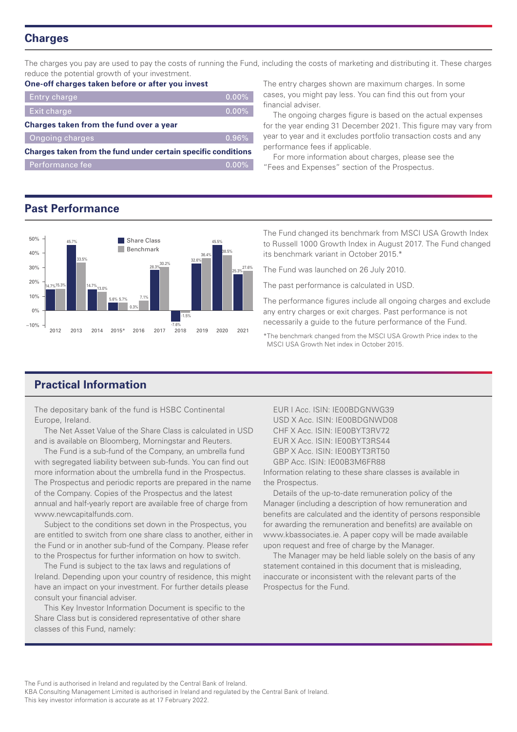## Charges

The charges you pay are used to pay the costs of running the Fund, including the costs of marketing and distributing it. These charges reduce the potential growth of your investment.

**One-off charges taken before or after you invest**

| | |
|---|---|
| Entry charge | 0.00% |
| Exit charge | 0.00% |

**Charges taken from the fund over a year**

| | |
|---|---|
| Ongoing charges | 0.96% |

**Charges taken from the fund under certain specific conditions**

| | |
|---|---|
| Performance fee | 0.00% |

The entry charges shown are maximum charges. In some cases, you might pay less. You can find this out from your financial adviser.

The ongoing charges figure is based on the actual expenses for the year ending 31 December 2021. This figure may vary from year to year and it excludes portfolio transaction costs and any performance fees if applicable.

For more information about charges, please see the "Fees and Expenses" section of the Prospectus.

## Past Performance

Share Class
Benchmark

50%
40%
30%
20%
10%
0%
−10%

2012: 14.7% 15.3%
2013: 45.7% 33.5%
2014: 14.7% 13.0%
2015*: 5.6% 5.7%
2016: 0.3% 7.1%
2017: 28.3% 30.2%
2018: -7.6% -1.5%
2019: 32.6% 36.4%
2020: 45.5% 38.5%
2021: 25.3% 27.6%

The Fund changed its benchmark from MSCI USA Growth Index to Russell 1000 Growth Index in August 2017. The Fund changed its benchmark variant in October 2015.*

The Fund was launched on 26 July 2010.

The past performance is calculated in USD.

The performance figures include all ongoing charges and exclude any entry charges or exit charges. Past performance is not necessarily a guide to the future performance of the Fund.

*The benchmark changed from the MSCI USA Growth Price index to the MSCI USA Growth Net index in October 2015.

## Practical Information

The depositary bank of the fund is HSBC Continental Europe, Ireland.

The Net Asset Value of the Share Class is calculated in USD and is available on Bloomberg, Morningstar and Reuters.

The Fund is a sub-fund of the Company, an umbrella fund with segregated liability between sub-funds. You can find out more information about the umbrella fund in the Prospectus. The Prospectus and periodic reports are prepared in the name of the Company. Copies of the Prospectus and the latest annual and half-yearly report are available free of charge from www.newcapitalfunds.com.

Subject to the conditions set down in the Prospectus, you are entitled to switch from one share class to another, either in the Fund or in another sub-fund of the Company. Please refer to the Prospectus for further information on how to switch.

The Fund is subject to the tax laws and regulations of Ireland. Depending upon your country of residence, this might have an impact on your investment. For further details please consult your financial adviser.

This Key Investor Information Document is specific to the Share Class but is considered representative of other share classes of this Fund, namely:

EUR I Acc. ISIN: IE00BDGNWG39
USD X Acc. ISIN: IE00BDGNWD08
CHF X Acc. ISIN: IE00BYT3RV72
EUR X Acc. ISIN: IE00BYT3RS44
GBP X Acc. ISIN: IE00BYT3RT50
GBP Acc. ISIN: IE00B3M6FR88

Information relating to these share classes is available in the Prospectus.

Details of the up-to-date remuneration policy of the Manager (including a description of how remuneration and benefits are calculated and the identity of persons responsible for awarding the remuneration and benefits) are available on www.kbassociates.ie. A paper copy will be made available upon request and free of charge by the Manager.

The Manager may be held liable solely on the basis of any statement contained in this document that is misleading, inaccurate or inconsistent with the relevant parts of the Prospectus for the Fund.

The Fund is authorised in Ireland and regulated by the Central Bank of Ireland.
KBA Consulting Management Limited is authorised in Ireland and regulated by the Central Bank of Ireland.
This key investor information is accurate as at 17 February 2022.